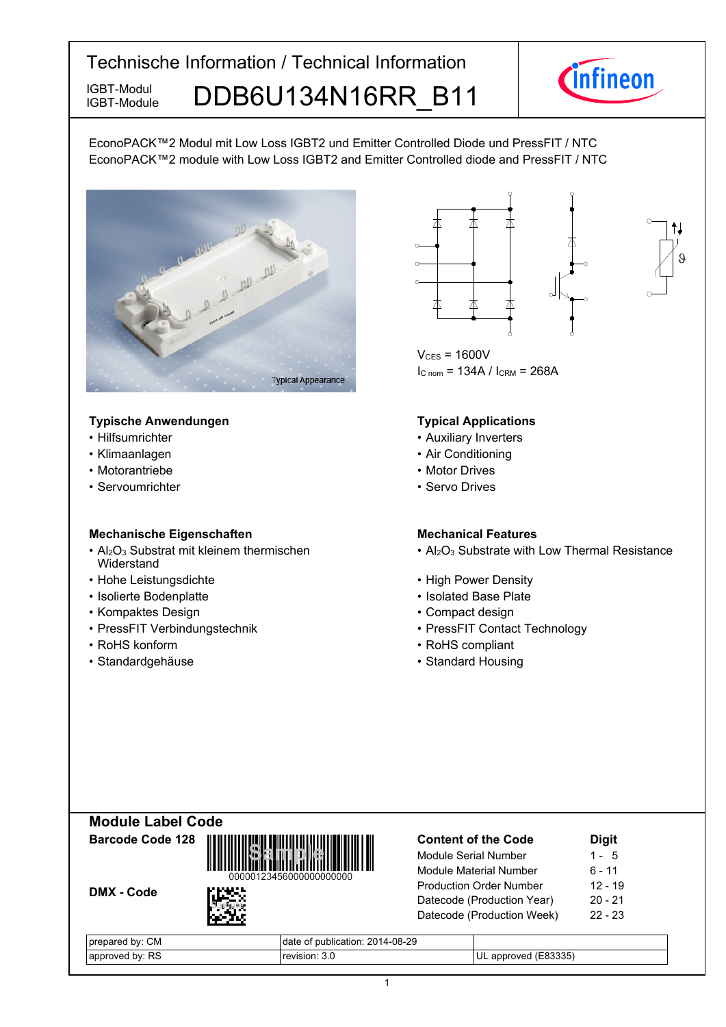# Technische Information / Technical Information

IGBT-Modul
IGBT-Module

## DDB6U134N16RR_B11

EconoPACK™2 Modul mit Low Loss IGBT2 und Emitter Controlled Diode und PressFIT / NTC
EconoPACK™2 module with Low Loss IGBT2 and Emitter Controlled diode and PressFIT / NTC

Typical Appearance

$V_{CES}$ = 1600V
$I_{C\ nom}$ = 134A / $I_{CRM}$ = 268A

### Typische Anwendungen

- Hilfsumrichter
- Klimaanlagen
- Motorantriebe
- Servoumrichter

### Typical Applications

- Auxiliary Inverters
- Air Conditioning
- Motor Drives
- Servo Drives

### Mechanische Eigenschaften

- $Al_2O_3$ Substrat mit kleinem thermischen Widerstand
- Hohe Leistungsdichte
- Isolierte Bodenplatte
- Kompaktes Design
- PressFIT Verbindungstechnik
- RoHS konform
- Standardgehäuse

### Mechanical Features

- $Al_2O_3$ Substrate with Low Thermal Resistance
- High Power Density
- Isolated Base Plate
- Compact design
- PressFIT Contact Technology
- RoHS compliant
- Standard Housing

## Module Label Code

**Barcode Code 128**

00000123456000000000000

**DMX - Code**

| Content of the Code | Digit |
|---|---|
| Module Serial Number | 1 - 5 |
| Module Material Number | 6 - 11 |
| Production Order Number | 12 - 19 |
| Datecode (Production Year) | 20 - 21 |
| Datecode (Production Week) | 22 - 23 |

| prepared by: CM | date of publication: 2014-08-29 | |
|---|---|---|
| approved by: RS | revision: 3.0 | UL approved (E83335) |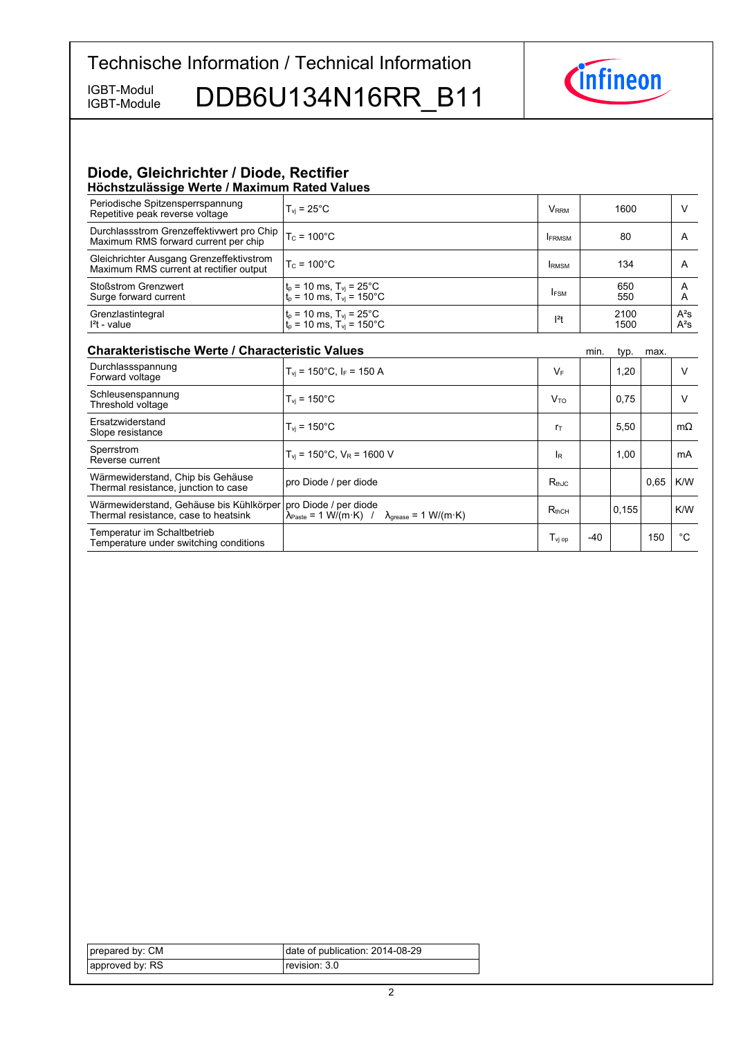# Technische Information / Technical Information

IGBT-Modul
IGBT-Module

## DDB6U134N16RR_B11

### Diode, Gleichrichter / Diode, Rectifier

#### Höchstzulässige Werte / Maximum Rated Values

| | | | | |
|---|---|---|---|---|
| Periodische Spitzensperrspannung<br>Repetitive peak reverse voltage | $T_{vj}$ = 25°C | $V_{RRM}$ | 1600 | V |
| Durchlassstrom Grenzeffektivwert pro Chip<br>Maximum RMS forward current per chip | $T_C$ = 100°C | $I_{FRMSM}$ | 80 | A |
| Gleichrichter Ausgang Grenzeffektivstrom<br>Maximum RMS current at rectifier output | $T_C$ = 100°C | $I_{RMSM}$ | 134 | A |
| Stoßstrom Grenzwert<br>Surge forward current | $t_p$ = 10 ms, $T_{vj}$ = 25°C<br>$t_p$ = 10 ms, $T_{vj}$ = 150°C | $I_{FSM}$ | 650<br>550 | A<br>A |
| Grenzlastintegral<br>$I^2t$ - value | $t_p$ = 10 ms, $T_{vj}$ = 25°C<br>$t_p$ = 10 ms, $T_{vj}$ = 150°C | $I^2t$ | 2100<br>1500 | $A^2s$<br>$A^2s$ |

#### Charakteristische Werte / Characteristic Values

| | | | min. | typ. | max. | |
|---|---|---|---|---|---|---|
| Durchlassspannung<br>Forward voltage | $T_{vj}$ = 150°C, $I_F$ = 150 A | $V_F$ | | 1,20 | | V |
| Schleusenspannung<br>Threshold voltage | $T_{vj}$ = 150°C | $V_{TO}$ | | 0,75 | | V |
| Ersatzwiderstand<br>Slope resistance | $T_{vj}$ = 150°C | $r_T$ | | 5,50 | | mΩ |
| Sperrstrom<br>Reverse current | $T_{vj}$ = 150°C, $V_R$ = 1600 V | $I_R$ | | 1,00 | | mA |
| Wärmewiderstand, Chip bis Gehäuse<br>Thermal resistance, junction to case | pro Diode / per diode | $R_{thJC}$ | | | 0,65 | K/W |
| Wärmewiderstand, Gehäuse bis Kühlkörper<br>Thermal resistance, case to heatsink | pro Diode / per diode<br>$\lambda_{Paste}$ = 1 W/(m·K) / $\lambda_{grease}$ = 1 W/(m·K) | $R_{thCH}$ | | 0,155 | | K/W |
| Temperatur im Schaltbetrieb<br>Temperature under switching conditions | | $T_{vj\ op}$ | -40 | | 150 | °C |

| | |
|---|---|
| prepared by: CM | date of publication: 2014-08-29 |
| approved by: RS | revision: 3.0 |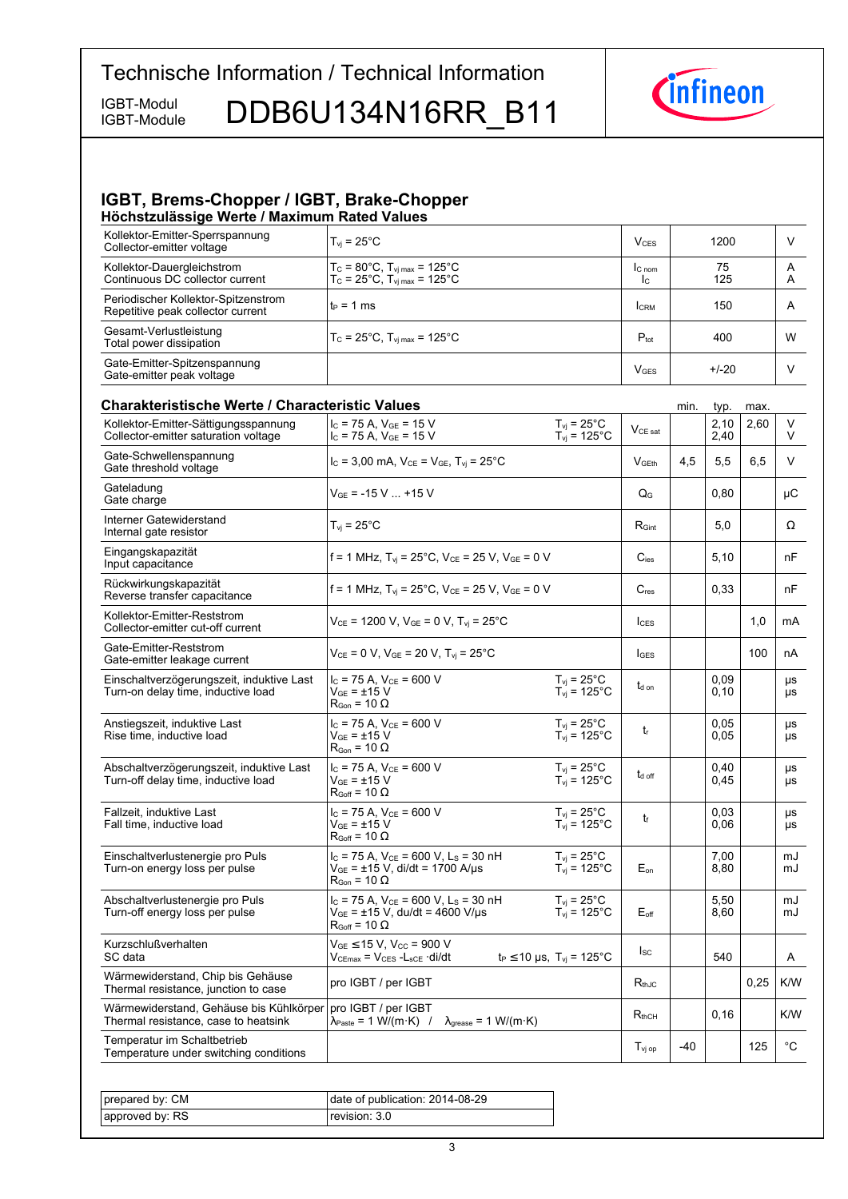# Technische Information / Technical Information

IGBT-Modul / IGBT-Module **DDB6U134N16RR_B11**

## IGBT, Brems-Chopper / IGBT, Brake-Chopper

### Höchstzulässige Werte / Maximum Rated Values

| Parameter | Conditions | Symbol | Value | Unit |
|---|---|---|---|---|
| Kollektor-Emitter-Sperrspannung<br>Collector-emitter voltage | $T_{vj}$ = 25°C | $V_{CES}$ | 1200 | V |
| Kollektor-Dauergleichstrom<br>Continuous DC collector current | $T_C$ = 80°C, $T_{vj\,max}$ = 125°C<br>$T_C$ = 25°C, $T_{vj\,max}$ = 125°C | $I_{C\,nom}$<br>$I_C$ | 75<br>125 | A<br>A |
| Periodischer Kollektor-Spitzenstrom<br>Repetitive peak collector current | $t_P$ = 1 ms | $I_{CRM}$ | 150 | A |
| Gesamt-Verlustleistung<br>Total power dissipation | $T_C$ = 25°C, $T_{vj\,max}$ = 125°C | $P_{tot}$ | 400 | W |
| Gate-Emitter-Spitzenspannung<br>Gate-emitter peak voltage | | $V_{GES}$ | +/-20 | V |

### Charakteristische Werte / Characteristic Values

| Parameter | Conditions | | Symbol | min. | typ. | max. | Unit |
|---|---|---|---|---|---|---|---|
| Kollektor-Emitter-Sättigungsspannung<br>Collector-emitter saturation voltage | $I_C$ = 75 A, $V_{GE}$ = 15 V<br>$I_C$ = 75 A, $V_{GE}$ = 15 V | $T_{vj}$ = 25°C<br>$T_{vj}$ = 125°C | $V_{CE\,sat}$ | | 2,10<br>2,40 | 2,60 | V<br>V |
| Gate-Schwellenspannung<br>Gate threshold voltage | $I_C$ = 3,00 mA, $V_{CE}$ = $V_{GE}$, $T_{vj}$ = 25°C | | $V_{GEth}$ | 4,5 | 5,5 | 6,5 | V |
| Gateladung<br>Gate charge | $V_{GE}$ = -15 V ... +15 V | | $Q_G$ | | 0,80 | | µC |
| Interner Gatewiderstand<br>Internal gate resistor | $T_{vj}$ = 25°C | | $R_{Gint}$ | | 5,0 | | Ω |
| Eingangskapazität<br>Input capacitance | f = 1 MHz, $T_{vj}$ = 25°C, $V_{CE}$ = 25 V, $V_{GE}$ = 0 V | | $C_{ies}$ | | 5,10 | | nF |
| Rückwirkungskapazität<br>Reverse transfer capacitance | f = 1 MHz, $T_{vj}$ = 25°C, $V_{CE}$ = 25 V, $V_{GE}$ = 0 V | | $C_{res}$ | | 0,33 | | nF |
| Kollektor-Emitter-Reststrom<br>Collector-emitter cut-off current | $V_{CE}$ = 1200 V, $V_{GE}$ = 0 V, $T_{vj}$ = 25°C | | $I_{CES}$ | | | 1,0 | mA |
| Gate-Emitter-Reststrom<br>Gate-emitter leakage current | $V_{CE}$ = 0 V, $V_{GE}$ = 20 V, $T_{vj}$ = 25°C | | $I_{GES}$ | | | 100 | nA |
| Einschaltverzögerungszeit, induktive Last<br>Turn-on delay time, inductive load | $I_C$ = 75 A, $V_{CE}$ = 600 V<br>$V_{GE}$ = ±15 V<br>$R_{Gon}$ = 10 Ω | $T_{vj}$ = 25°C<br>$T_{vj}$ = 125°C | $t_{d\,on}$ | | 0,09<br>0,10 | | µs<br>µs |
| Anstiegszeit, induktive Last<br>Rise time, inductive load | $I_C$ = 75 A, $V_{CE}$ = 600 V<br>$V_{GE}$ = ±15 V<br>$R_{Gon}$ = 10 Ω | $T_{vj}$ = 25°C<br>$T_{vj}$ = 125°C | $t_r$ | | 0,05<br>0,05 | | µs<br>µs |
| Abschaltverzögerungszeit, induktive Last<br>Turn-off delay time, inductive load | $I_C$ = 75 A, $V_{CE}$ = 600 V<br>$V_{GE}$ = ±15 V<br>$R_{Goff}$ = 10 Ω | $T_{vj}$ = 25°C<br>$T_{vj}$ = 125°C | $t_{d\,off}$ | | 0,40<br>0,45 | | µs<br>µs |
| Fallzeit, induktive Last<br>Fall time, inductive load | $I_C$ = 75 A, $V_{CE}$ = 600 V<br>$V_{GE}$ = ±15 V<br>$R_{Goff}$ = 10 Ω | $T_{vj}$ = 25°C<br>$T_{vj}$ = 125°C | $t_f$ | | 0,03<br>0,06 | | µs<br>µs |
| Einschaltverlustenergie pro Puls<br>Turn-on energy loss per pulse | $I_C$ = 75 A, $V_{CE}$ = 600 V, $L_S$ = 30 nH<br>$V_{GE}$ = ±15 V, di/dt = 1700 A/µs<br>$R_{Gon}$ = 10 Ω | $T_{vj}$ = 25°C<br>$T_{vj}$ = 125°C | $E_{on}$ | | 7,00<br>8,80 | | mJ<br>mJ |
| Abschaltverlustenergie pro Puls<br>Turn-off energy loss per pulse | $I_C$ = 75 A, $V_{CE}$ = 600 V, $L_S$ = 30 nH<br>$V_{GE}$ = ±15 V, du/dt = 4600 V/µs<br>$R_{Goff}$ = 10 Ω | $T_{vj}$ = 25°C<br>$T_{vj}$ = 125°C | $E_{off}$ | | 5,50<br>8,60 | | mJ<br>mJ |
| Kurzschlußverhalten<br>SC data | $V_{GE}$ ≤15 V, $V_{CC}$ = 900 V<br>$V_{CEmax}$ = $V_{CES}$ -$L_{sCE}$ ·di/dt | $t_P$ ≤10 µs, $T_{vj}$ = 125°C | $I_{SC}$ | | 540 | | A |
| Wärmewiderstand, Chip bis Gehäuse<br>Thermal resistance, junction to case | pro IGBT / per IGBT | | $R_{thJC}$ | | | 0,25 | K/W |
| Wärmewiderstand, Gehäuse bis Kühlkörper<br>Thermal resistance, case to heatsink | pro IGBT / per IGBT<br>$\lambda_{Paste}$ = 1 W/(m·K) / $\lambda_{grease}$ = 1 W/(m·K) | | $R_{thCH}$ | | 0,16 | | K/W |
| Temperatur im Schaltbetrieb<br>Temperature under switching conditions | | | $T_{vj\,op}$ | -40 | | 125 | °C |

| | |
|---|---|
| prepared by: CM | date of publication: 2014-08-29 |
| approved by: RS | revision: 3.0 |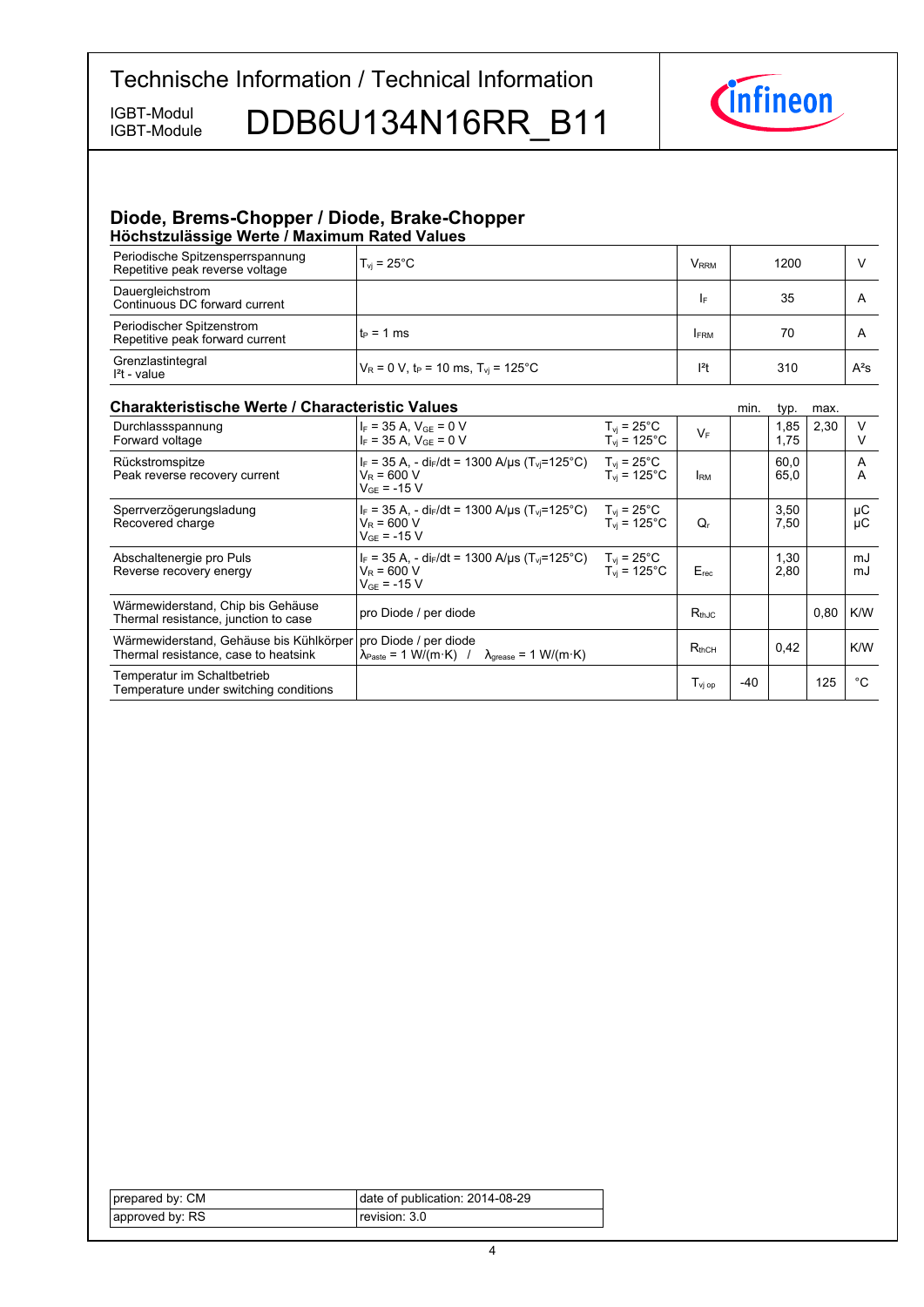## Diode, Brems-Chopper / Diode, Brake-Chopper

### Höchstzulässige Werte / Maximum Rated Values

| Parameter | Conditions | Symbol | Value | Unit |
|---|---|---|---|---|
| Periodische Spitzensperrspannung<br>Repetitive peak reverse voltage | $T_{vj}$ = 25°C | $V_{RRM}$ | 1200 | V |
| Dauergleichstrom<br>Continuous DC forward current | | $I_F$ | 35 | A |
| Periodischer Spitzenstrom<br>Repetitive peak forward current | $t_P$ = 1 ms | $I_{FRM}$ | 70 | A |
| Grenzlastintegral<br>$I^2t$ - value | $V_R$ = 0 V, $t_P$ = 10 ms, $T_{vj}$ = 125°C | $I^2t$ | 310 | $A^2s$ |

### Charakteristische Werte / Characteristic Values

| Parameter | Conditions | | Symbol | min. | typ. | max. | Unit |
|---|---|---|---|---|---|---|---|
| Durchlassspannung<br>Forward voltage | $I_F$ = 35 A, $V_{GE}$ = 0 V<br>$I_F$ = 35 A, $V_{GE}$ = 0 V | $T_{vj}$ = 25°C<br>$T_{vj}$ = 125°C | $V_F$ | | 1,85<br>1,75 | 2,30 | V<br>V |
| Rückstromspitze<br>Peak reverse recovery current | $I_F$ = 35 A, - $di_F/dt$ = 1300 A/µs ($T_{vj}$=125°C)<br>$V_R$ = 600 V<br>$V_{GE}$ = -15 V | $T_{vj}$ = 25°C<br>$T_{vj}$ = 125°C | $I_{RM}$ | | 60,0<br>65,0 | | A<br>A |
| Sperrverzögerungsladung<br>Recovered charge | $I_F$ = 35 A, - $di_F/dt$ = 1300 A/µs ($T_{vj}$=125°C)<br>$V_R$ = 600 V<br>$V_{GE}$ = -15 V | $T_{vj}$ = 25°C<br>$T_{vj}$ = 125°C | $Q_r$ | | 3,50<br>7,50 | | µC<br>µC |
| Abschaltenergie pro Puls<br>Reverse recovery energy | $I_F$ = 35 A, - $di_F/dt$ = 1300 A/µs ($T_{vj}$=125°C)<br>$V_R$ = 600 V<br>$V_{GE}$ = -15 V | $T_{vj}$ = 25°C<br>$T_{vj}$ = 125°C | $E_{rec}$ | | 1,30<br>2,80 | | mJ<br>mJ |
| Wärmewiderstand, Chip bis Gehäuse<br>Thermal resistance, junction to case | pro Diode / per diode | | $R_{thJC}$ | | | 0,80 | K/W |
| Wärmewiderstand, Gehäuse bis Kühlkörper<br>Thermal resistance, case to heatsink | pro Diode / per diode<br>$\lambda_{Paste}$ = 1 W/(m·K) / $\lambda_{grease}$ = 1 W/(m·K) | | $R_{thCH}$ | | 0,42 | | K/W |
| Temperatur im Schaltbetrieb<br>Temperature under switching conditions | | | $T_{vj\ op}$ | -40 | | 125 | °C |

| | |
|---|---|
| prepared by: CM | date of publication: 2014-08-29 |
| approved by: RS | revision: 3.0 |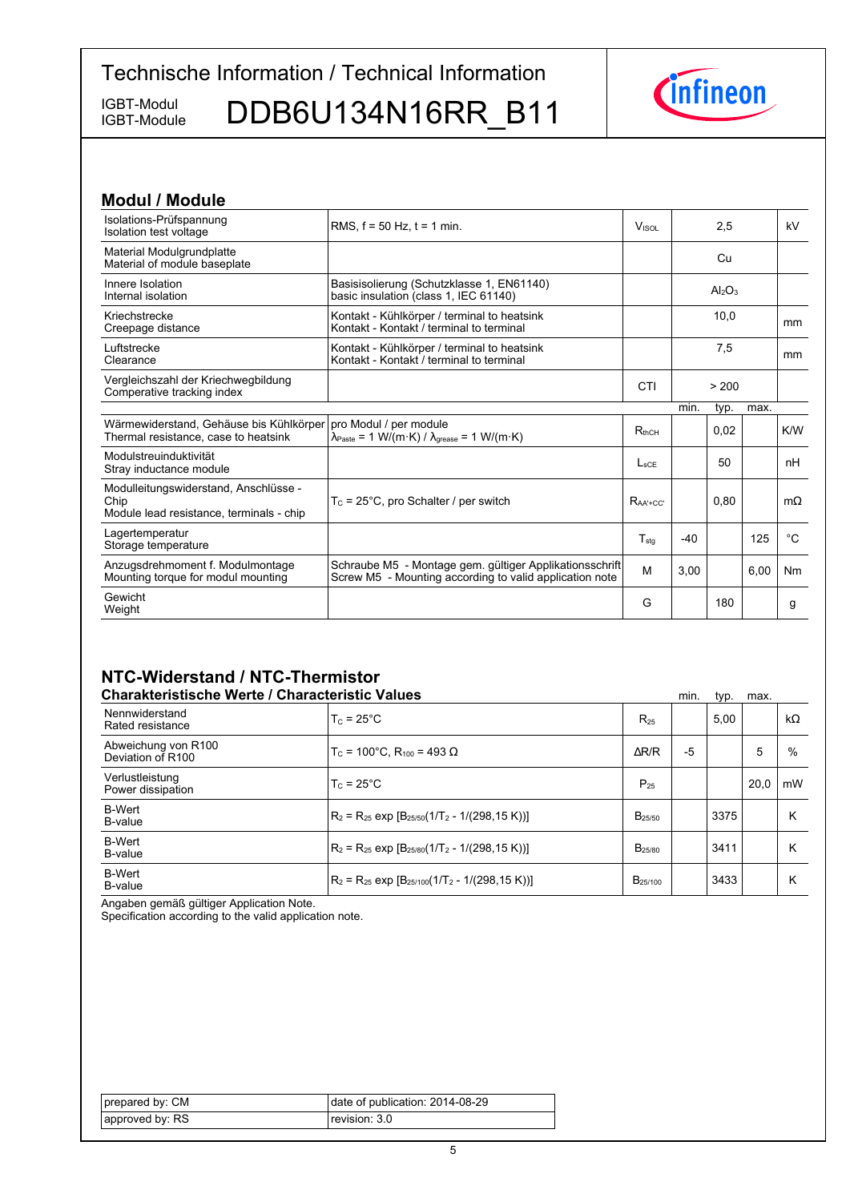# Technische Information / Technical Information

IGBT-Modul
IGBT-Module

# DDB6U134N16RR_B11

## Modul / Module

| | | | | | | |
|---|---|---|---|---|---|---|
| Isolations-Prüfspannung<br>Isolation test voltage | RMS, f = 50 Hz, t = 1 min. | $V_{ISOL}$ | | 2,5 | | kV |
| Material Modulgrundplatte<br>Material of module baseplate | | | | Cu | | |
| Innere Isolation<br>Internal isolation | Basisisolierung (Schutzklasse 1, EN61140)<br>basic insulation (class 1, IEC 61140) | | | $Al_2O_3$ | | |
| Kriechstrecke<br>Creepage distance | Kontakt - Kühlkörper / terminal to heatsink<br>Kontakt - Kontakt / terminal to terminal | | | 10,0 | | mm |
| Luftstrecke<br>Clearance | Kontakt - Kühlkörper / terminal to heatsink<br>Kontakt - Kontakt / terminal to terminal | | | 7,5 | | mm |
| Vergleichszahl der Kriechwegbildung<br>Comperative tracking index | | CTI | | > 200 | | |
| | | | min. | typ. | max. | |
| Wärmewiderstand, Gehäuse bis Kühlkörper<br>Thermal resistance, case to heatsink | pro Modul / per module<br>$\lambda_{Paste}$ = 1 W/(m·K) / $\lambda_{grease}$ = 1 W/(m·K) | $R_{thCH}$ | | 0,02 | | K/W |
| Modulstreuinduktivität<br>Stray inductance module | | $L_{sCE}$ | | 50 | | nH |
| Modulleitungswiderstand, Anschlüsse - Chip<br>Module lead resistance, terminals - chip | $T_C$ = 25°C, pro Schalter / per switch | $R_{AA'+CC'}$ | | 0,80 | | mΩ |
| Lagertemperatur<br>Storage temperature | | $T_{stg}$ | -40 | | 125 | °C |
| Anzugsdrehmoment f. Modulmontage<br>Mounting torque for modul mounting | Schraube M5 - Montage gem. gültiger Applikationsschrift<br>Screw M5 - Mounting according to valid application note | M | 3,00 | | 6,00 | Nm |
| Gewicht<br>Weight | | G | | 180 | | g |

## NTC-Widerstand / NTC-Thermistor

### Charakteristische Werte / Characteristic Values

| | | | min. | typ. | max. | |
|---|---|---|---|---|---|---|
| Nennwiderstand<br>Rated resistance | $T_C$ = 25°C | $R_{25}$ | | 5,00 | | kΩ |
| Abweichung von R100<br>Deviation of R100 | $T_C$ = 100°C, $R_{100}$ = 493 Ω | ΔR/R | -5 | | 5 | % |
| Verlustleistung<br>Power dissipation | $T_C$ = 25°C | $P_{25}$ | | | 20,0 | mW |
| B-Wert<br>B-value | $R_2 = R_{25} \exp [B_{25/50}(1/T_2 - 1/(298{,}15\ K))]$ | $B_{25/50}$ | | 3375 | | K |
| B-Wert<br>B-value | $R_2 = R_{25} \exp [B_{25/80}(1/T_2 - 1/(298{,}15\ K))]$ | $B_{25/80}$ | | 3411 | | K |
| B-Wert<br>B-value | $R_2 = R_{25} \exp [B_{25/100}(1/T_2 - 1/(298{,}15\ K))]$ | $B_{25/100}$ | | 3433 | | K |

Angaben gemäß gültiger Application Note.
Specification according to the valid application note.

| | |
|---|---|
| prepared by: CM | date of publication: 2014-08-29 |
| approved by: RS | revision: 3.0 |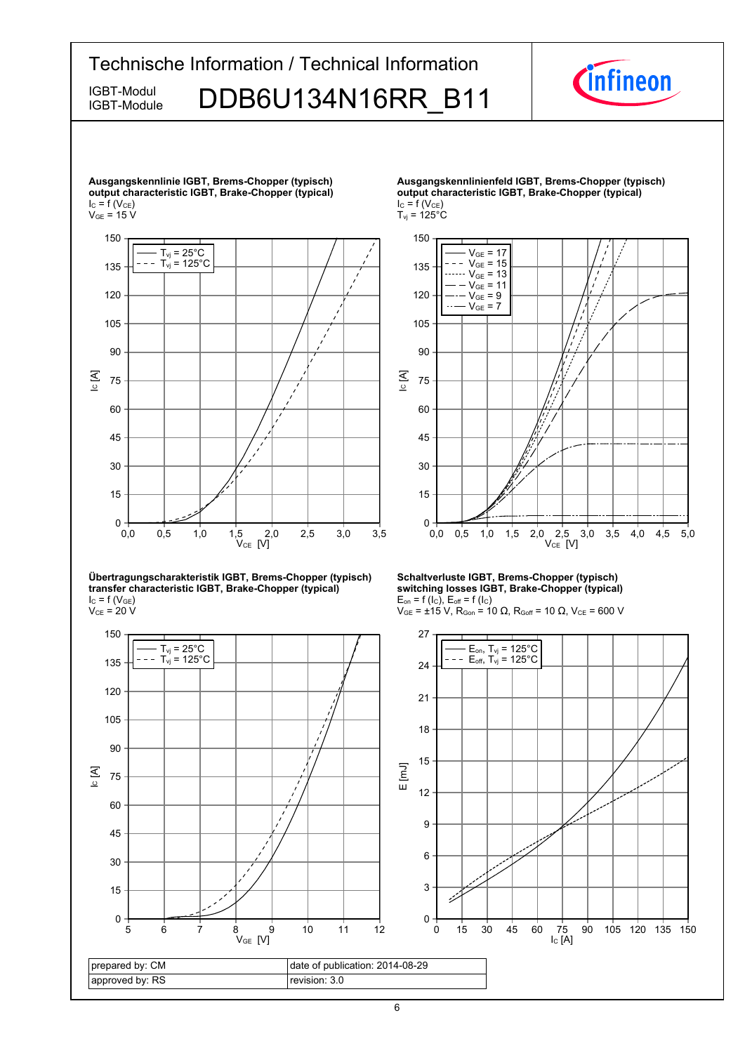# Technische Information / Technical Information

IGBT-Modul
IGBT-Module

## DDB6U134N16RR_B11

**Ausgangskennlinie IGBT, Brems-Chopper (typisch)**
**output characteristic IGBT, Brake-Chopper (typical)**
$I_C = f(V_{CE})$
$V_{GE} = 15\ V$

**Ausgangskennlinienfeld IGBT, Brems-Chopper (typisch)**
**output characteristic IGBT, Brake-Chopper (typical)**
$I_C = f(V_{CE})$
$T_{vj} = 125°C$

**Übertragungscharakteristik IGBT, Brems-Chopper (typisch)**
**transfer characteristic IGBT, Brake-Chopper (typical)**
$I_C = f(V_{GE})$
$V_{CE} = 20\ V$

**Schaltverluste IGBT, Brems-Chopper (typisch)**
**switching losses IGBT, Brake-Chopper (typical)**
$E_{on} = f(I_C)$, $E_{off} = f(I_C)$
$V_{GE} = ±15\ V$, $R_{Gon} = 10\ Ω$, $R_{Goff} = 10\ Ω$, $V_{CE} = 600\ V$

| prepared by: CM | date of publication: 2014-08-29 |
|---|---|
| approved by: RS | revision: 3.0 |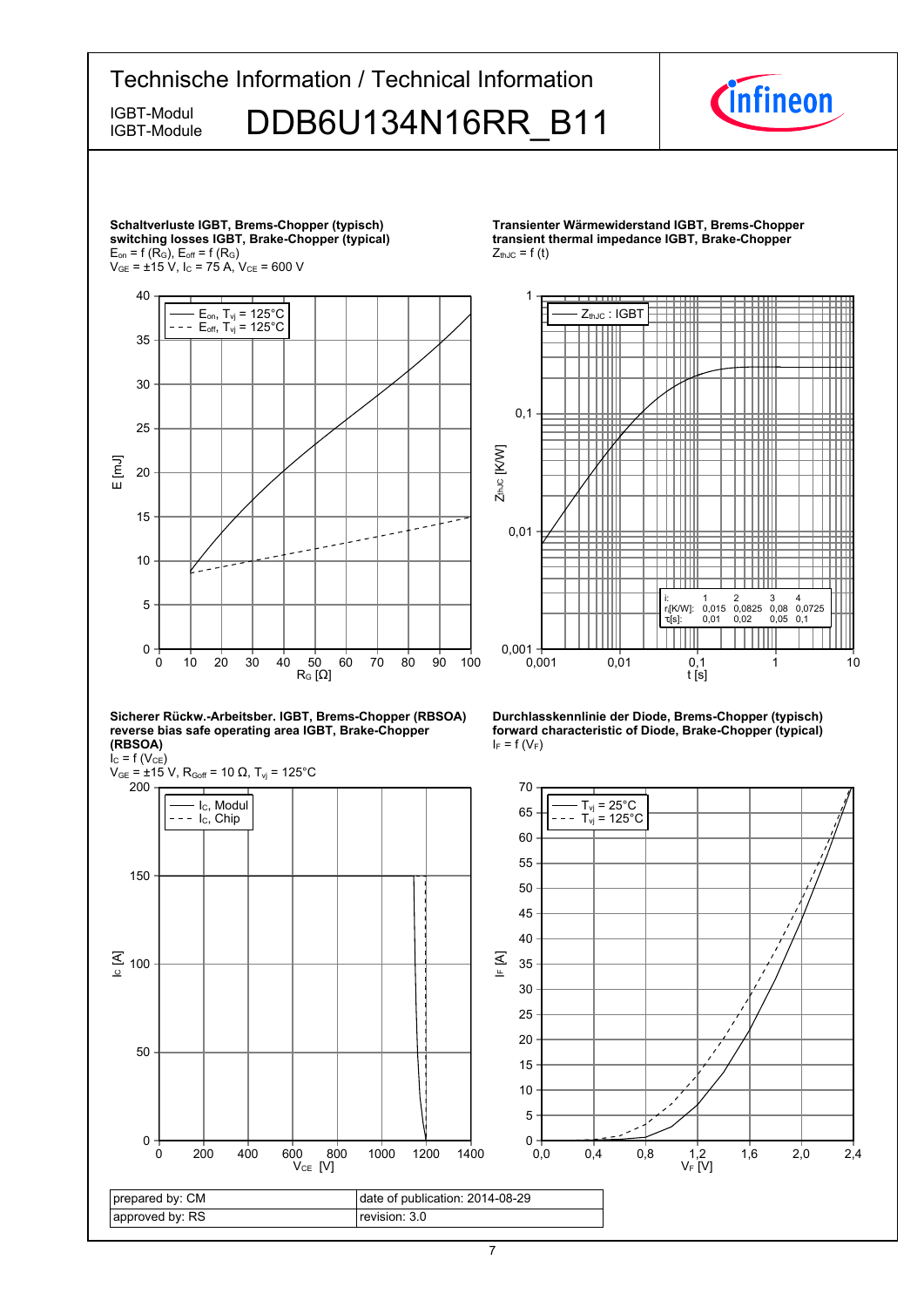**Schaltverluste IGBT, Brems-Chopper (typisch)**
**switching losses IGBT, Brake-Chopper (typical)**
$E_{on} = f(R_G)$, $E_{off} = f(R_G)$
$V_{GE} = \pm15$ V, $I_C = 75$ A, $V_{CE} = 600$ V

- $E_{on}$, $T_{vj} = 125°C$
- $E_{off}$, $T_{vj} = 125°C$

E [mJ] / $R_G$ [Ω]

**Transienter Wärmewiderstand IGBT, Brems-Chopper**
**transient thermal impedance IGBT, Brake-Chopper**
$Z_{thJC} = f(t)$

- $Z_{thJC}$ : IGBT

$Z_{thJC}$ [K/W] / t [s]

| i: | 1 | 2 | 3 | 4 |
|---|---|---|---|---|
| $r_i$[K/W]: | 0,015 | 0,0825 | 0,08 | 0,0725 |
| $\tau_i$[s]: | 0,01 | 0,02 | 0,05 | 0,1 |

**Sicherer Rückw.-Arbeitsber. IGBT, Brems-Chopper (RBSOA)**
**reverse bias safe operating area IGBT, Brake-Chopper (RBSOA)**
$I_C = f(V_{CE})$
$V_{GE} = \pm15$ V, $R_{Goff} = 10$ Ω, $T_{vj} = 125°C$

- $I_C$, Modul
- $I_C$, Chip

$I_C$ [A] / $V_{CE}$ [V]

**Durchlasskennlinie der Diode, Brems-Chopper (typisch)**
**forward characteristic of Diode, Brake-Chopper (typical)**
$I_F = f(V_F)$

- $T_{vj} = 25°C$
- $T_{vj} = 125°C$

$I_F$ [A] / $V_F$ [V]

| prepared by: CM | date of publication: 2014-08-29 |
|---|---|
| approved by: RS | revision: 3.0 |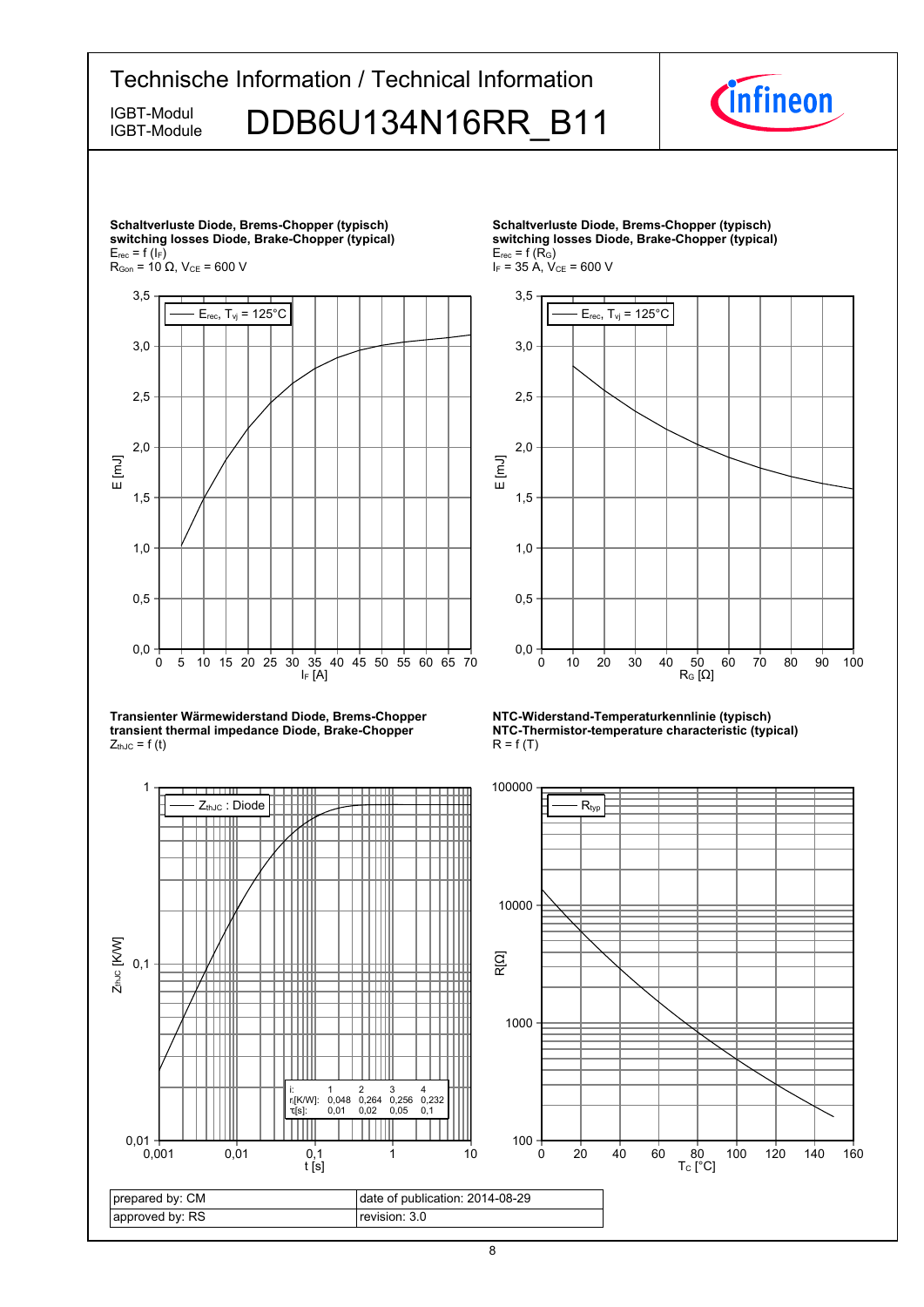**Schaltverluste Diode, Brems-Chopper (typisch)**
**switching losses Diode, Brake-Chopper (typical)**
$E_{rec} = f(I_F)$
$R_{Gon} = 10\ \Omega$, $V_{CE} = 600\ V$

**Schaltverluste Diode, Brems-Chopper (typisch)**
**switching losses Diode, Brake-Chopper (typical)**
$E_{rec} = f(R_G)$
$I_F = 35\ A$, $V_{CE} = 600\ V$

**Transienter Wärmewiderstand Diode, Brems-Chopper**
**transient thermal impedance Diode, Brake-Chopper**
$Z_{thJC} = f(t)$

| i: | 1 | 2 | 3 | 4 |
|---|---|---|---|---|
| $r_i$[K/W]: | 0,048 | 0,264 | 0,256 | 0,232 |
| $\tau_i$[s]: | 0,01 | 0,02 | 0,05 | 0,1 |

**NTC-Widerstand-Temperaturkennlinie (typisch)**
**NTC-Thermistor-temperature characteristic (typical)**
$R = f(T)$

| prepared by: CM | date of publication: 2014-08-29 |
|---|---|
| approved by: RS | revision: 3.0 |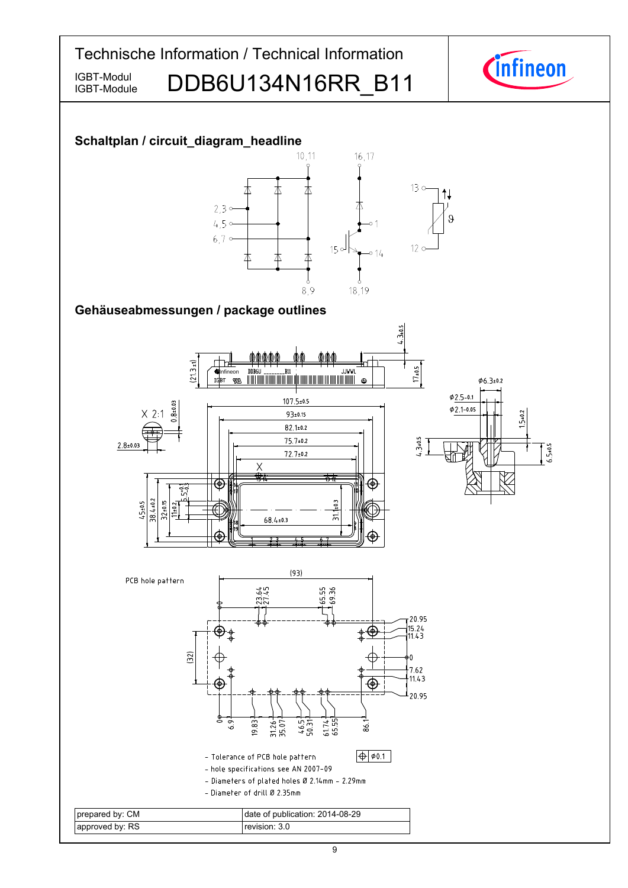# Technische Information / Technical Information

IGBT-Modul
IGBT-Module

DDB6U134N16RR_B11

## Schaltplan / circuit_diagram_headline

## Gehäuseabmessungen / package outlines

PCB hole pattern

- Tolerance of PCB hole pattern ⌖ Ø0.1
- hole specifications see AN 2007-09
- Diameters of plated holes Ø 2.14mm - 2.29mm
- Diameter of drill Ø 2.35mm

| prepared by: CM | date of publication: 2014-08-29 |
|---|---|
| approved by: RS | revision: 3.0 |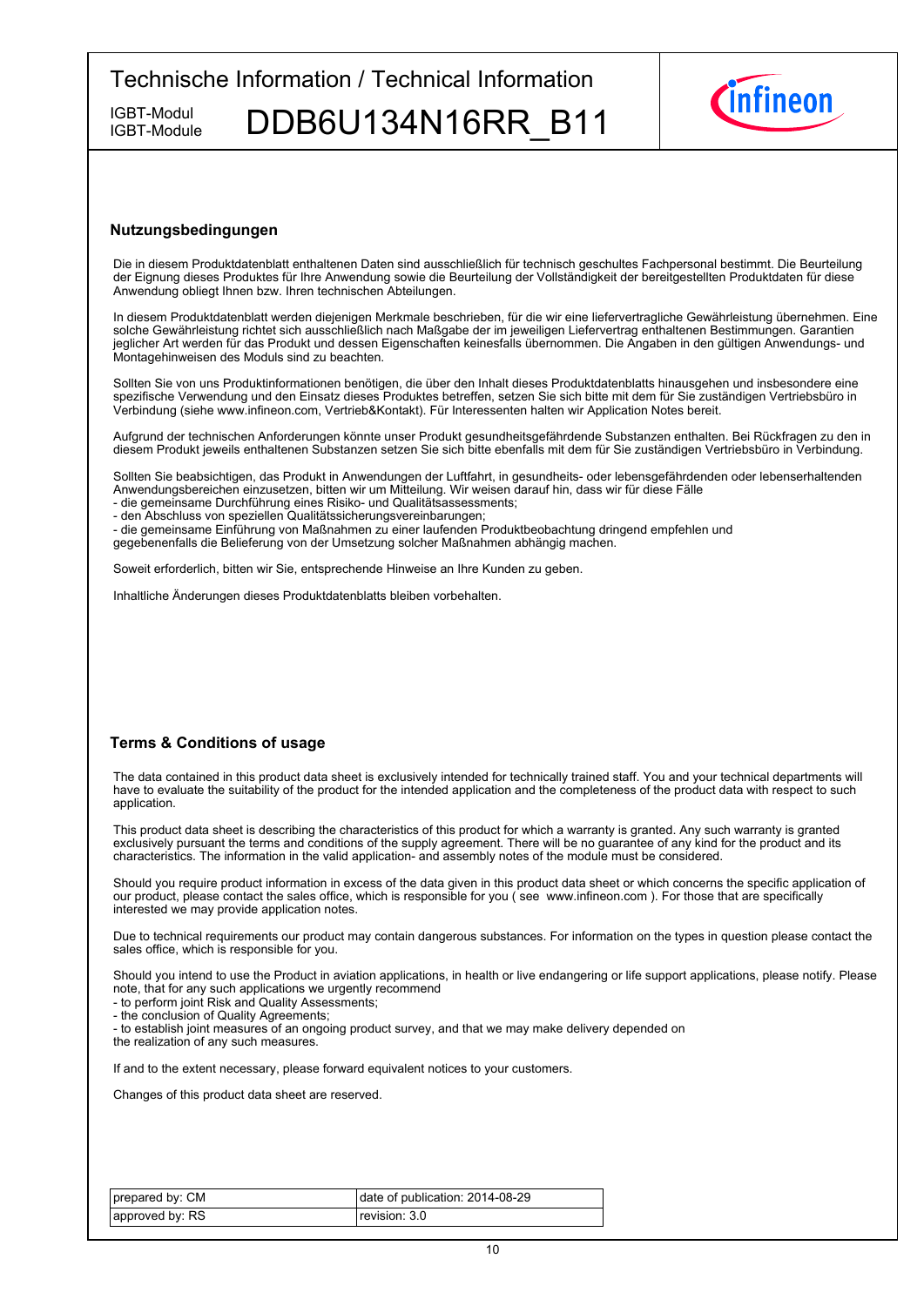## Nutzungsbedingungen

Die in diesem Produktdatenblatt enthaltenen Daten sind ausschließlich für technisch geschultes Fachpersonal bestimmt. Die Beurteilung der Eignung dieses Produktes für Ihre Anwendung sowie die Beurteilung der Vollständigkeit der bereitgestellten Produktdaten für diese Anwendung obliegt Ihnen bzw. Ihren technischen Abteilungen.

In diesem Produktdatenblatt werden diejenigen Merkmale beschrieben, für die wir eine liefervertragliche Gewährleistung übernehmen. Eine solche Gewährleistung richtet sich ausschließlich nach Maßgabe der im jeweiligen Liefervertrag enthaltenen Bestimmungen. Garantien jeglicher Art werden für das Produkt und dessen Eigenschaften keinesfalls übernommen. Die Angaben in den gültigen Anwendungs- und Montagehinweisen des Moduls sind zu beachten.

Sollten Sie von uns Produktinformationen benötigen, die über den Inhalt dieses Produktdatenblatts hinausgehen und insbesondere eine spezifische Verwendung und den Einsatz dieses Produktes betreffen, setzen Sie sich bitte mit dem für Sie zuständigen Vertriebsbüro in Verbindung (siehe www.infineon.com, Vertrieb&Kontakt). Für Interessenten halten wir Application Notes bereit.

Aufgrund der technischen Anforderungen könnte unser Produkt gesundheitsgefährdende Substanzen enthalten. Bei Rückfragen zu den in diesem Produkt jeweils enthaltenen Substanzen setzen Sie sich bitte ebenfalls mit dem für Sie zuständigen Vertriebsbüro in Verbindung.

Sollten Sie beabsichtigen, das Produkt in Anwendungen der Luftfahrt, in gesundheits- oder lebensgefährdenden oder lebenserhaltenden Anwendungsbereichen einzusetzen, bitten wir um Mitteilung. Wir weisen darauf hin, dass wir für diese Fälle
- die gemeinsame Durchführung eines Risiko- und Qualitätsassessments;
- den Abschluss von speziellen Qualitätssicherungsvereinbarungen;
- die gemeinsame Einführung von Maßnahmen zu einer laufenden Produktbeobachtung dringend empfehlen und
gegebenenfalls die Belieferung von der Umsetzung solcher Maßnahmen abhängig machen.

Soweit erforderlich, bitten wir Sie, entsprechende Hinweise an Ihre Kunden zu geben.

Inhaltliche Änderungen dieses Produktdatenblatts bleiben vorbehalten.

## Terms & Conditions of usage

The data contained in this product data sheet is exclusively intended for technically trained staff. You and your technical departments will have to evaluate the suitability of the product for the intended application and the completeness of the product data with respect to such application.

This product data sheet is describing the characteristics of this product for which a warranty is granted. Any such warranty is granted exclusively pursuant the terms and conditions of the supply agreement. There will be no guarantee of any kind for the product and its characteristics. The information in the valid application- and assembly notes of the module must be considered.

Should you require product information in excess of the data given in this product data sheet or which concerns the specific application of our product, please contact the sales office, which is responsible for you ( see www.infineon.com ). For those that are specifically interested we may provide application notes.

Due to technical requirements our product may contain dangerous substances. For information on the types in question please contact the sales office, which is responsible for you.

Should you intend to use the Product in aviation applications, in health or live endangering or life support applications, please notify. Please note, that for any such applications we urgently recommend
- to perform joint Risk and Quality Assessments;
- the conclusion of Quality Agreements;
- to establish joint measures of an ongoing product survey, and that we may make delivery depended on
the realization of any such measures.

If and to the extent necessary, please forward equivalent notices to your customers.

Changes of this product data sheet are reserved.

| | |
|---|---|
| prepared by: CM | date of publication: 2014-08-29 |
| approved by: RS | revision: 3.0 |